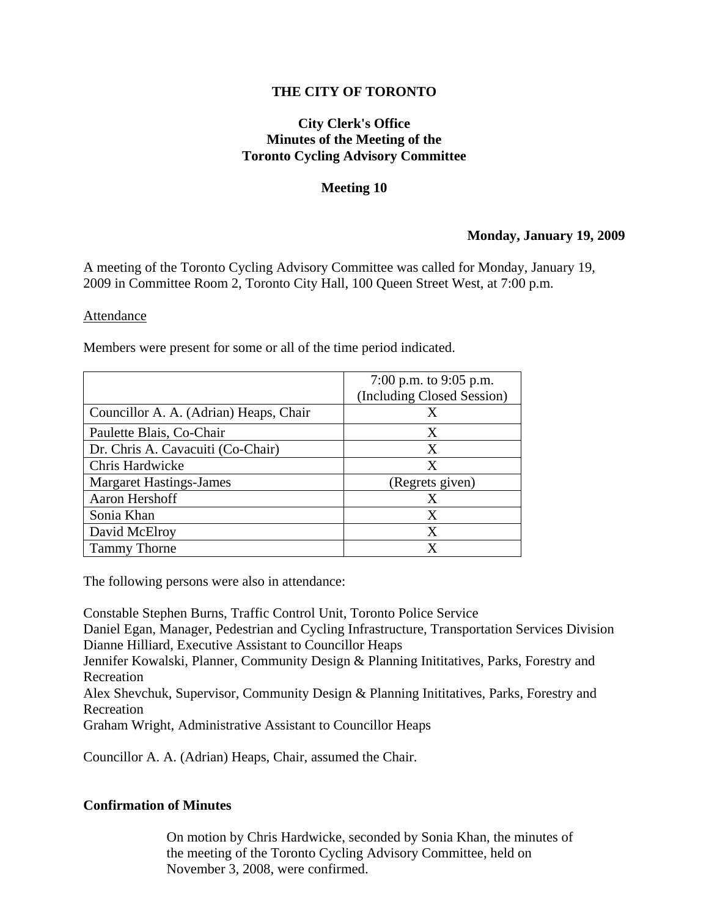# THE CITY OF TORONTO

## City Clerk's Office
## Minutes of the Meeting of the
## Toronto Cycling Advisory Committee

### Meeting 10

**Monday, January 19, 2009**

A meeting of the Toronto Cycling Advisory Committee was called for Monday, January 19, 2009 in Committee Room 2, Toronto City Hall, 100 Queen Street West, at 7:00 p.m.

Attendance

Members were present for some or all of the time period indicated.

| | 7:00 p.m. to 9:05 p.m. (Including Closed Session) |
|---|---|
| Councillor A. A. (Adrian) Heaps, Chair | X |
| Paulette Blais, Co-Chair | X |
| Dr. Chris A. Cavacuiti (Co-Chair) | X |
| Chris Hardwicke | X |
| Margaret Hastings-James | (Regrets given) |
| Aaron Hershoff | X |
| Sonia Khan | X |
| David McElroy | X |
| Tammy Thorne | X |

The following persons were also in attendance:

Constable Stephen Burns, Traffic Control Unit, Toronto Police Service
Daniel Egan, Manager, Pedestrian and Cycling Infrastructure, Transportation Services Division
Dianne Hilliard, Executive Assistant to Councillor Heaps
Jennifer Kowalski, Planner, Community Design & Planning Inititatives, Parks, Forestry and Recreation
Alex Shevchuk, Supervisor, Community Design & Planning Inititatives, Parks, Forestry and Recreation
Graham Wright, Administrative Assistant to Councillor Heaps

Councillor A. A. (Adrian) Heaps, Chair, assumed the Chair.

**Confirmation of Minutes**

> On motion by Chris Hardwicke, seconded by Sonia Khan, the minutes of the meeting of the Toronto Cycling Advisory Committee, held on November 3, 2008, were confirmed.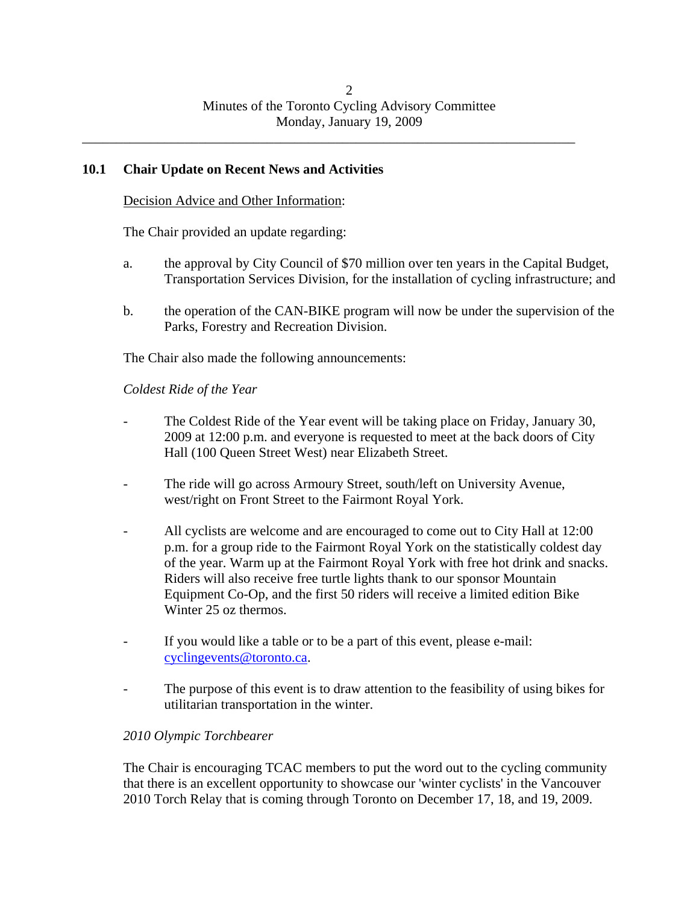## 10.1 Chair Update on Recent News and Activities

Decision Advice and Other Information:

The Chair provided an update regarding:

a. the approval by City Council of $70 million over ten years in the Capital Budget, Transportation Services Division, for the installation of cycling infrastructure; and

b. the operation of the CAN-BIKE program will now be under the supervision of the Parks, Forestry and Recreation Division.

The Chair also made the following announcements:

*Coldest Ride of the Year*

- The Coldest Ride of the Year event will be taking place on Friday, January 30, 2009 at 12:00 p.m. and everyone is requested to meet at the back doors of City Hall (100 Queen Street West) near Elizabeth Street.

- The ride will go across Armoury Street, south/left on University Avenue, west/right on Front Street to the Fairmont Royal York.

- All cyclists are welcome and are encouraged to come out to City Hall at 12:00 p.m. for a group ride to the Fairmont Royal York on the statistically coldest day of the year. Warm up at the Fairmont Royal York with free hot drink and snacks. Riders will also receive free turtle lights thank to our sponsor Mountain Equipment Co-Op, and the first 50 riders will receive a limited edition Bike Winter 25 oz thermos.

- If you would like a table or to be a part of this event, please e-mail: cyclingevents@toronto.ca.

- The purpose of this event is to draw attention to the feasibility of using bikes for utilitarian transportation in the winter.

*2010 Olympic Torchbearer*

The Chair is encouraging TCAC members to put the word out to the cycling community that there is an excellent opportunity to showcase our 'winter cyclists' in the Vancouver 2010 Torch Relay that is coming through Toronto on December 17, 18, and 19, 2009.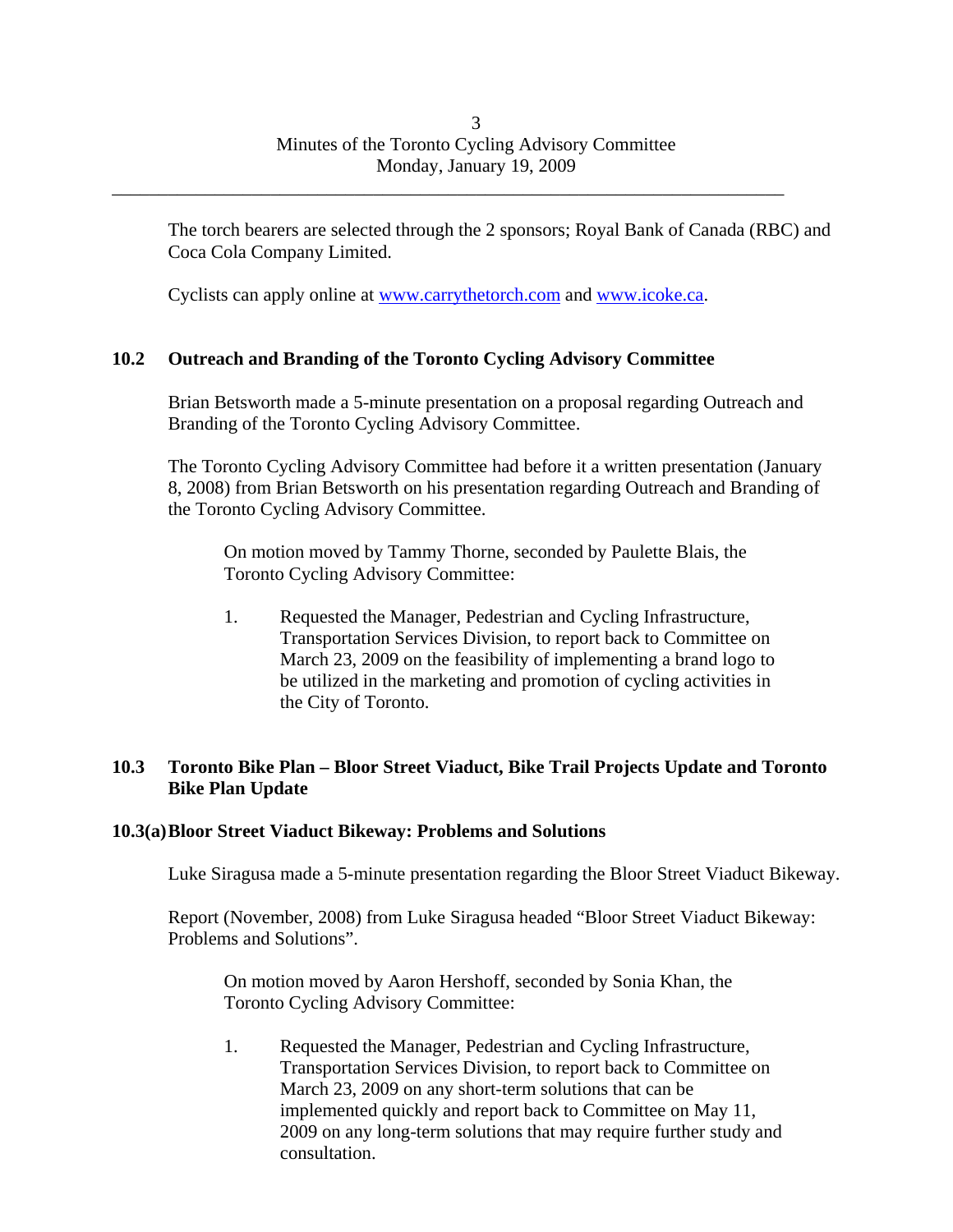The torch bearers are selected through the 2 sponsors; Royal Bank of Canada (RBC) and Coca Cola Company Limited.

Cyclists can apply online at [www.carrythetorch.com](http://www.carrythetorch.com) and [www.icoke.ca](http://www.icoke.ca).

## 10.2 Outreach and Branding of the Toronto Cycling Advisory Committee

Brian Betsworth made a 5-minute presentation on a proposal regarding Outreach and Branding of the Toronto Cycling Advisory Committee.

The Toronto Cycling Advisory Committee had before it a written presentation (January 8, 2008) from Brian Betsworth on his presentation regarding Outreach and Branding of the Toronto Cycling Advisory Committee.

On motion moved by Tammy Thorne, seconded by Paulette Blais, the Toronto Cycling Advisory Committee:

1. Requested the Manager, Pedestrian and Cycling Infrastructure, Transportation Services Division, to report back to Committee on March 23, 2009 on the feasibility of implementing a brand logo to be utilized in the marketing and promotion of cycling activities in the City of Toronto.

## 10.3 Toronto Bike Plan – Bloor Street Viaduct, Bike Trail Projects Update and Toronto Bike Plan Update

### 10.3(a) Bloor Street Viaduct Bikeway: Problems and Solutions

Luke Siragusa made a 5-minute presentation regarding the Bloor Street Viaduct Bikeway.

Report (November, 2008) from Luke Siragusa headed "Bloor Street Viaduct Bikeway: Problems and Solutions".

On motion moved by Aaron Hershoff, seconded by Sonia Khan, the Toronto Cycling Advisory Committee:

1. Requested the Manager, Pedestrian and Cycling Infrastructure, Transportation Services Division, to report back to Committee on March 23, 2009 on any short-term solutions that can be implemented quickly and report back to Committee on May 11, 2009 on any long-term solutions that may require further study and consultation.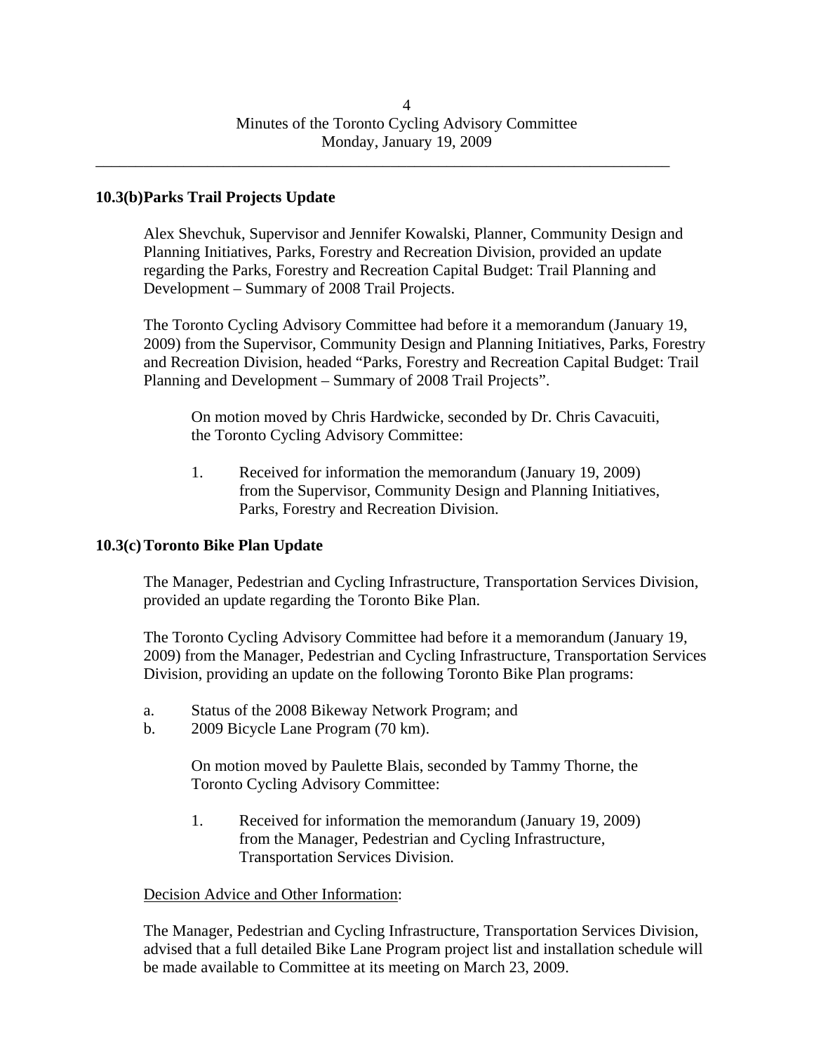### 10.3(b) Parks Trail Projects Update

Alex Shevchuk, Supervisor and Jennifer Kowalski, Planner, Community Design and Planning Initiatives, Parks, Forestry and Recreation Division, provided an update regarding the Parks, Forestry and Recreation Capital Budget: Trail Planning and Development – Summary of 2008 Trail Projects.

The Toronto Cycling Advisory Committee had before it a memorandum (January 19, 2009) from the Supervisor, Community Design and Planning Initiatives, Parks, Forestry and Recreation Division, headed "Parks, Forestry and Recreation Capital Budget: Trail Planning and Development – Summary of 2008 Trail Projects".

> On motion moved by Chris Hardwicke, seconded by Dr. Chris Cavacuiti, the Toronto Cycling Advisory Committee:
>
> 1. Received for information the memorandum (January 19, 2009) from the Supervisor, Community Design and Planning Initiatives, Parks, Forestry and Recreation Division.

### 10.3(c) Toronto Bike Plan Update

The Manager, Pedestrian and Cycling Infrastructure, Transportation Services Division, provided an update regarding the Toronto Bike Plan.

The Toronto Cycling Advisory Committee had before it a memorandum (January 19, 2009) from the Manager, Pedestrian and Cycling Infrastructure, Transportation Services Division, providing an update on the following Toronto Bike Plan programs:

a. Status of the 2008 Bikeway Network Program; and
b. 2009 Bicycle Lane Program (70 km).

> On motion moved by Paulette Blais, seconded by Tammy Thorne, the Toronto Cycling Advisory Committee:
>
> 1. Received for information the memorandum (January 19, 2009) from the Manager, Pedestrian and Cycling Infrastructure, Transportation Services Division.

Decision Advice and Other Information:

The Manager, Pedestrian and Cycling Infrastructure, Transportation Services Division, advised that a full detailed Bike Lane Program project list and installation schedule will be made available to Committee at its meeting on March 23, 2009.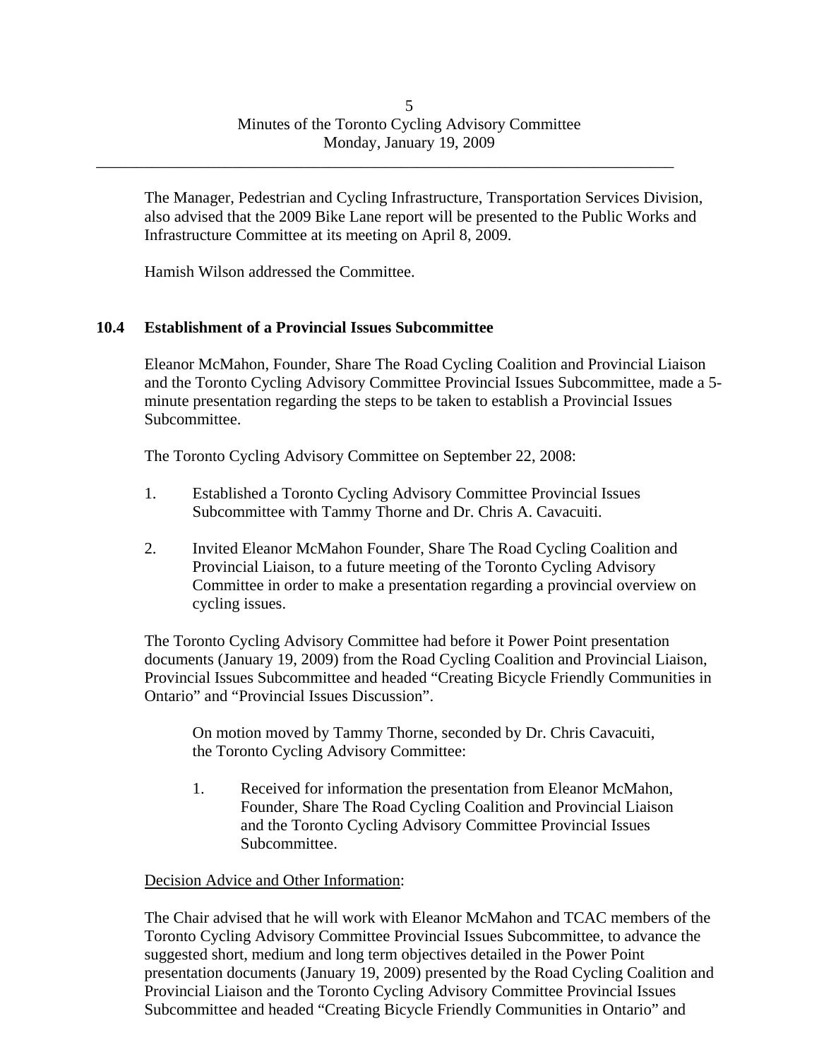The Manager, Pedestrian and Cycling Infrastructure, Transportation Services Division, also advised that the 2009 Bike Lane report will be presented to the Public Works and Infrastructure Committee at its meeting on April 8, 2009.

Hamish Wilson addressed the Committee.

## 10.4 Establishment of a Provincial Issues Subcommittee

Eleanor McMahon, Founder, Share The Road Cycling Coalition and Provincial Liaison and the Toronto Cycling Advisory Committee Provincial Issues Subcommittee, made a 5-minute presentation regarding the steps to be taken to establish a Provincial Issues Subcommittee.

The Toronto Cycling Advisory Committee on September 22, 2008:

1. Established a Toronto Cycling Advisory Committee Provincial Issues Subcommittee with Tammy Thorne and Dr. Chris A. Cavacuiti.

2. Invited Eleanor McMahon Founder, Share The Road Cycling Coalition and Provincial Liaison, to a future meeting of the Toronto Cycling Advisory Committee in order to make a presentation regarding a provincial overview on cycling issues.

The Toronto Cycling Advisory Committee had before it Power Point presentation documents (January 19, 2009) from the Road Cycling Coalition and Provincial Liaison, Provincial Issues Subcommittee and headed "Creating Bicycle Friendly Communities in Ontario" and "Provincial Issues Discussion".

> On motion moved by Tammy Thorne, seconded by Dr. Chris Cavacuiti, the Toronto Cycling Advisory Committee:
>
> 1. Received for information the presentation from Eleanor McMahon, Founder, Share The Road Cycling Coalition and Provincial Liaison and the Toronto Cycling Advisory Committee Provincial Issues Subcommittee.

Decision Advice and Other Information:

The Chair advised that he will work with Eleanor McMahon and TCAC members of the Toronto Cycling Advisory Committee Provincial Issues Subcommittee, to advance the suggested short, medium and long term objectives detailed in the Power Point presentation documents (January 19, 2009) presented by the Road Cycling Coalition and Provincial Liaison and the Toronto Cycling Advisory Committee Provincial Issues Subcommittee and headed "Creating Bicycle Friendly Communities in Ontario" and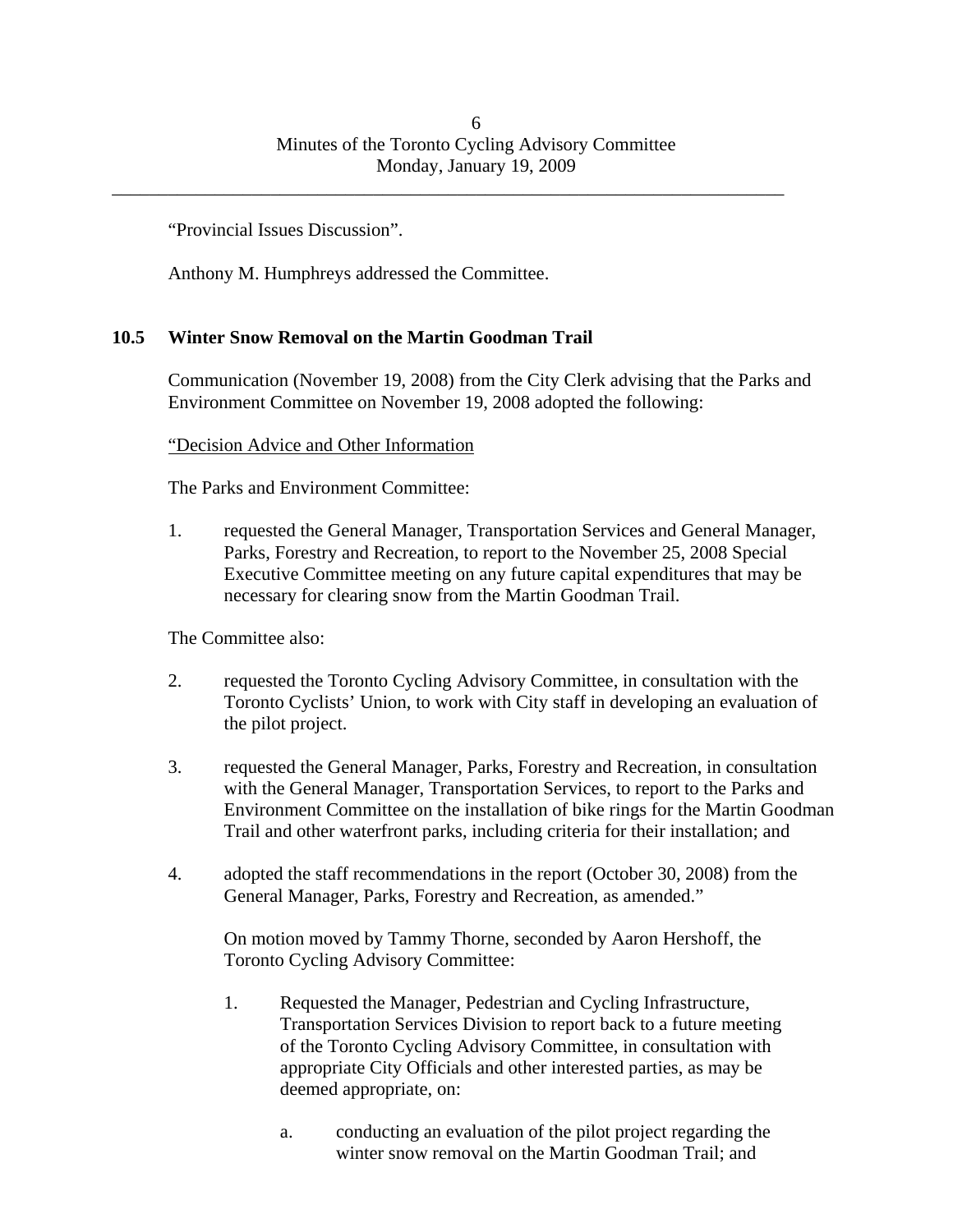"Provincial Issues Discussion".

Anthony M. Humphreys addressed the Committee.

### 10.5 Winter Snow Removal on the Martin Goodman Trail

Communication (November 19, 2008) from the City Clerk advising that the Parks and Environment Committee on November 19, 2008 adopted the following:

"Decision Advice and Other Information

The Parks and Environment Committee:

1. requested the General Manager, Transportation Services and General Manager, Parks, Forestry and Recreation, to report to the November 25, 2008 Special Executive Committee meeting on any future capital expenditures that may be necessary for clearing snow from the Martin Goodman Trail.

The Committee also:

2. requested the Toronto Cycling Advisory Committee, in consultation with the Toronto Cyclists' Union, to work with City staff in developing an evaluation of the pilot project.

3. requested the General Manager, Parks, Forestry and Recreation, in consultation with the General Manager, Transportation Services, to report to the Parks and Environment Committee on the installation of bike rings for the Martin Goodman Trail and other waterfront parks, including criteria for their installation; and

4. adopted the staff recommendations in the report (October 30, 2008) from the General Manager, Parks, Forestry and Recreation, as amended."

   On motion moved by Tammy Thorne, seconded by Aaron Hershoff, the Toronto Cycling Advisory Committee:

   1. Requested the Manager, Pedestrian and Cycling Infrastructure, Transportation Services Division to report back to a future meeting of the Toronto Cycling Advisory Committee, in consultation with appropriate City Officials and other interested parties, as may be deemed appropriate, on:

      a. conducting an evaluation of the pilot project regarding the winter snow removal on the Martin Goodman Trail; and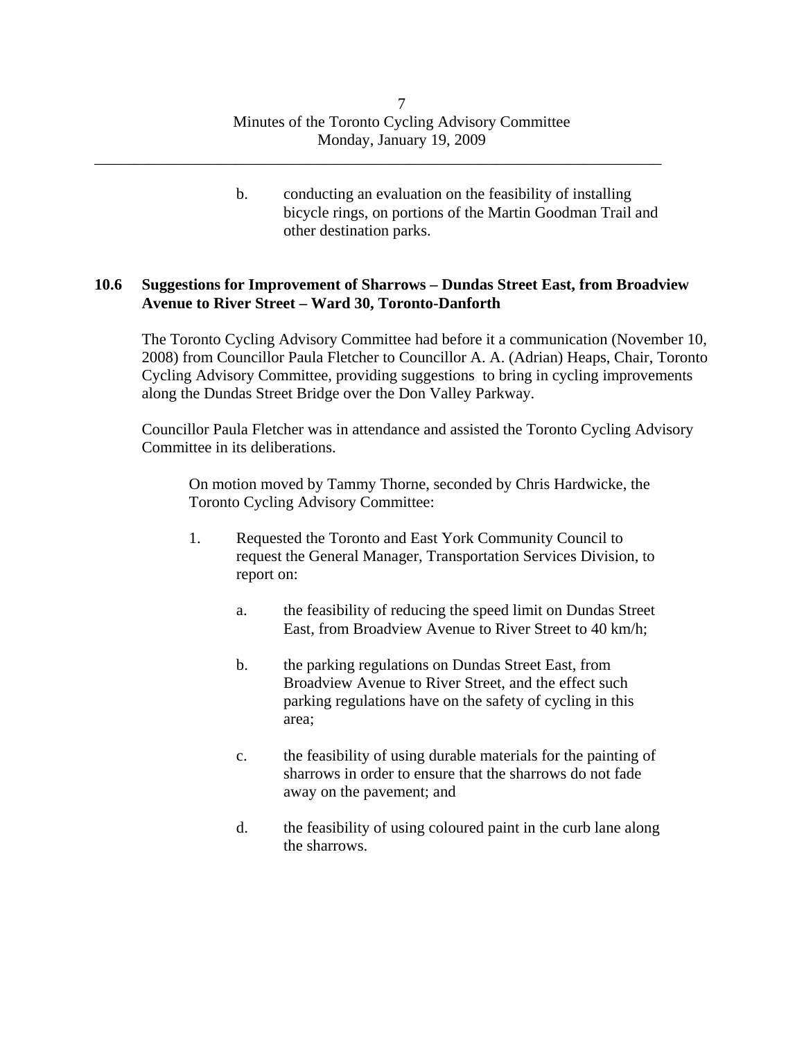b. conducting an evaluation on the feasibility of installing bicycle rings, on portions of the Martin Goodman Trail and other destination parks.

### 10.6 Suggestions for Improvement of Sharrows – Dundas Street East, from Broadview Avenue to River Street – Ward 30, Toronto-Danforth

The Toronto Cycling Advisory Committee had before it a communication (November 10, 2008) from Councillor Paula Fletcher to Councillor A. A. (Adrian) Heaps, Chair, Toronto Cycling Advisory Committee, providing suggestions to bring in cycling improvements along the Dundas Street Bridge over the Don Valley Parkway.

Councillor Paula Fletcher was in attendance and assisted the Toronto Cycling Advisory Committee in its deliberations.

On motion moved by Tammy Thorne, seconded by Chris Hardwicke, the Toronto Cycling Advisory Committee:

1. Requested the Toronto and East York Community Council to request the General Manager, Transportation Services Division, to report on:

   a. the feasibility of reducing the speed limit on Dundas Street East, from Broadview Avenue to River Street to 40 km/h;

   b. the parking regulations on Dundas Street East, from Broadview Avenue to River Street, and the effect such parking regulations have on the safety of cycling in this area;

   c. the feasibility of using durable materials for the painting of sharrows in order to ensure that the sharrows do not fade away on the pavement; and

   d. the feasibility of using coloured paint in the curb lane along the sharrows.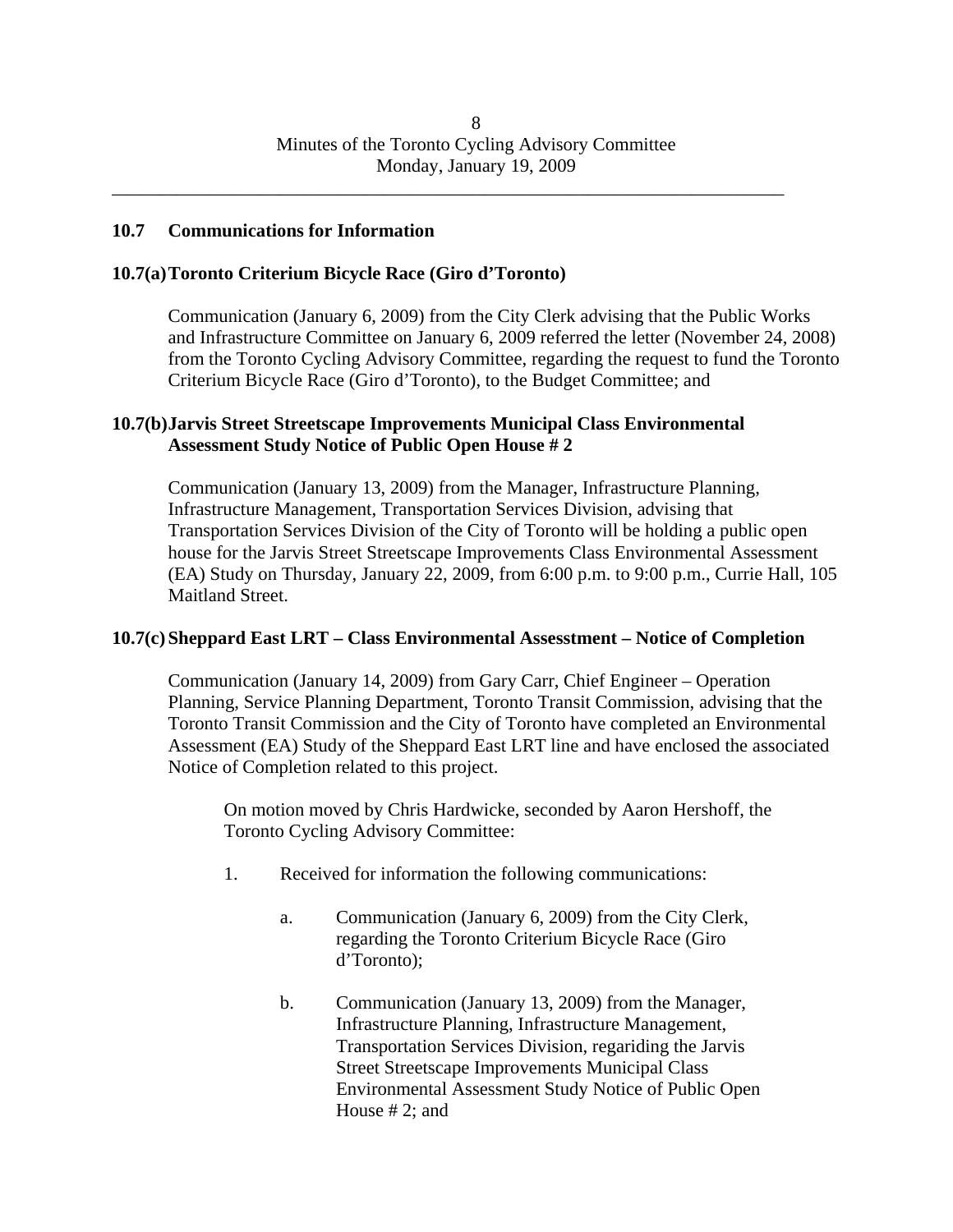## 10.7 Communications for Information

### 10.7(a) Toronto Criterium Bicycle Race (Giro d'Toronto)

Communication (January 6, 2009) from the City Clerk advising that the Public Works and Infrastructure Committee on January 6, 2009 referred the letter (November 24, 2008) from the Toronto Cycling Advisory Committee, regarding the request to fund the Toronto Criterium Bicycle Race (Giro d'Toronto), to the Budget Committee; and

### 10.7(b) Jarvis Street Streetscape Improvements Municipal Class Environmental Assessment Study Notice of Public Open House # 2

Communication (January 13, 2009) from the Manager, Infrastructure Planning, Infrastructure Management, Transportation Services Division, advising that Transportation Services Division of the City of Toronto will be holding a public open house for the Jarvis Street Streetscape Improvements Class Environmental Assessment (EA) Study on Thursday, January 22, 2009, from 6:00 p.m. to 9:00 p.m., Currie Hall, 105 Maitland Street.

### 10.7(c) Sheppard East LRT – Class Environmental Assesstment – Notice of Completion

Communication (January 14, 2009) from Gary Carr, Chief Engineer – Operation Planning, Service Planning Department, Toronto Transit Commission, advising that the Toronto Transit Commission and the City of Toronto have completed an Environmental Assessment (EA) Study of the Sheppard East LRT line and have enclosed the associated Notice of Completion related to this project.

On motion moved by Chris Hardwicke, seconded by Aaron Hershoff, the Toronto Cycling Advisory Committee:

1. Received for information the following communications:

   a. Communication (January 6, 2009) from the City Clerk, regarding the Toronto Criterium Bicycle Race (Giro d'Toronto);

   b. Communication (January 13, 2009) from the Manager, Infrastructure Planning, Infrastructure Management, Transportation Services Division, regariding the Jarvis Street Streetscape Improvements Municipal Class Environmental Assessment Study Notice of Public Open House # 2; and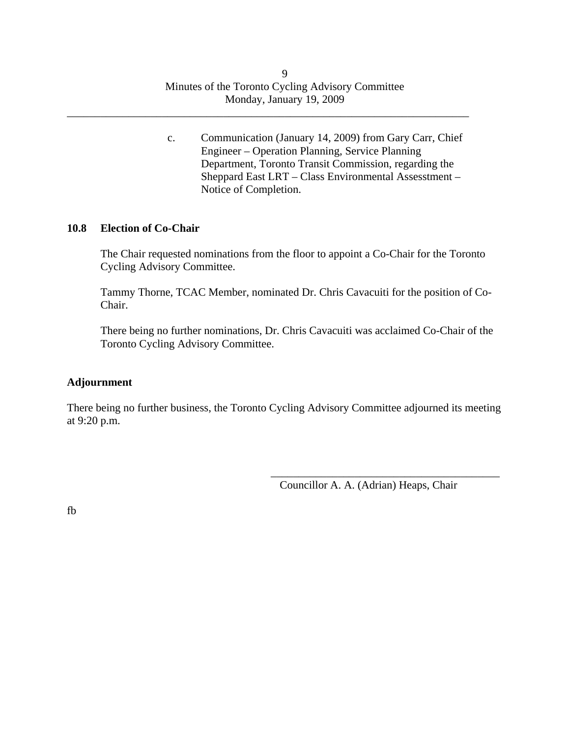c. Communication (January 14, 2009) from Gary Carr, Chief Engineer – Operation Planning, Service Planning Department, Toronto Transit Commission, regarding the Sheppard East LRT – Class Environmental Assesstment – Notice of Completion.

**10.8 Election of Co-Chair**

The Chair requested nominations from the floor to appoint a Co-Chair for the Toronto Cycling Advisory Committee.

Tammy Thorne, TCAC Member, nominated Dr. Chris Cavacuiti for the position of Co-Chair.

There being no further nominations, Dr. Chris Cavacuiti was acclaimed Co-Chair of the Toronto Cycling Advisory Committee.

**Adjournment**

There being no further business, the Toronto Cycling Advisory Committee adjourned its meeting at 9:20 p.m.

\_\_\_\_\_\_\_\_\_\_\_\_\_\_\_\_\_\_\_\_\_\_\_\_\_\_\_\_\_\_\_\_\_\_\_\_\_\_\_\_\_

Councillor A. A. (Adrian) Heaps, Chair

fb